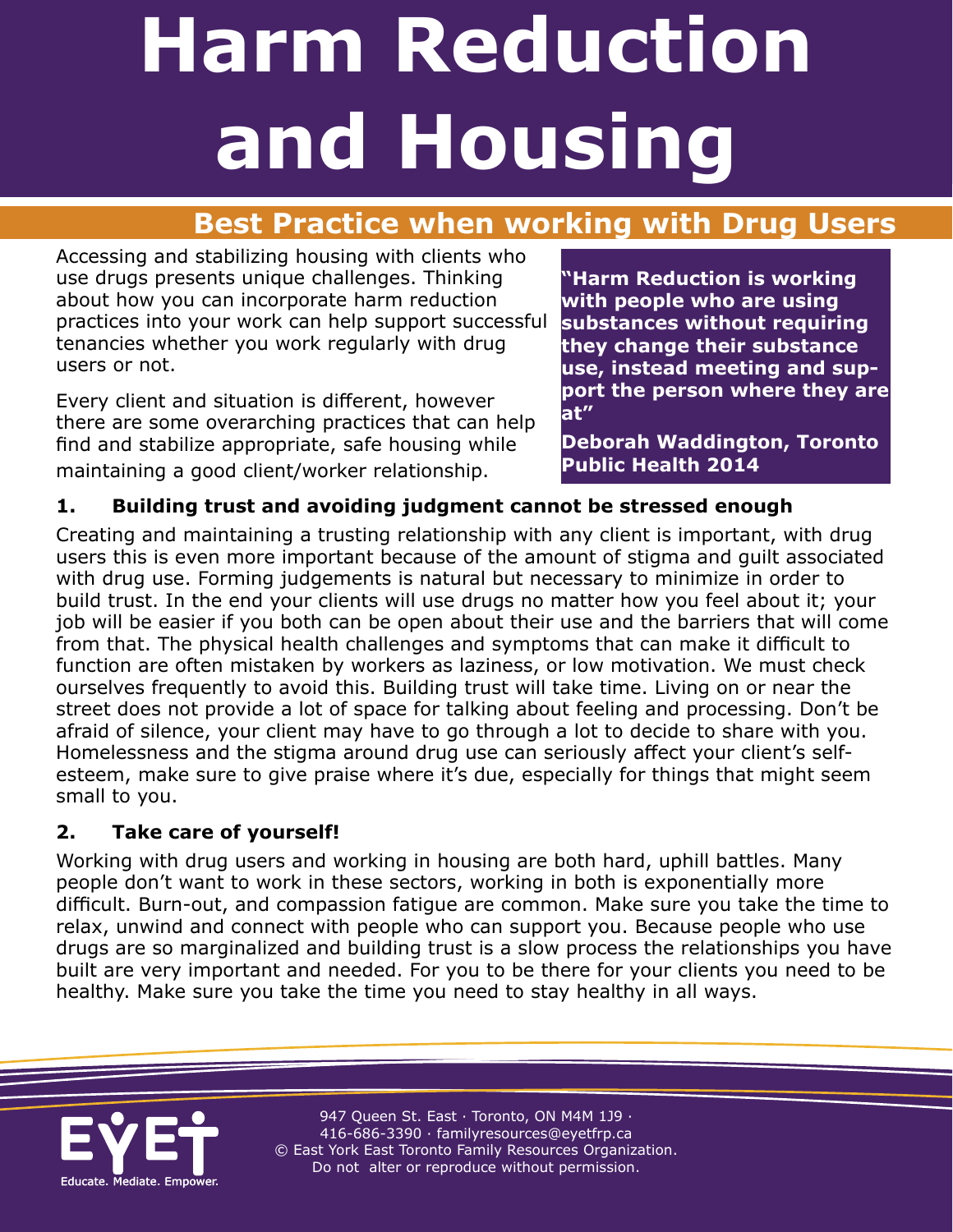# Harm Reduction and Housing

## Best Practice when working with Drug Users

Accessing and stabilizing housing with clients who use drugs presents unique challenges. Thinking about how you can incorporate harm reduction practices into your work can help support successful tenancies whether you work regularly with drug users or not.

Every client and situation is different, however there are some overarching practices that can help find and stabilize appropriate, safe housing while maintaining a good client/worker relationship.

**"Harm Reduction is working with people who are using substances without requiring they change their substance use, instead meeting and support the person where they are at"**

**Deborah Waddington, Toronto Public Health 2014**

### 1. Building trust and avoiding judgment cannot be stressed enough

Creating and maintaining a trusting relationship with any client is important, with drug users this is even more important because of the amount of stigma and guilt associated with drug use. Forming judgements is natural but necessary to minimize in order to build trust. In the end your clients will use drugs no matter how you feel about it; your job will be easier if you both can be open about their use and the barriers that will come from that. The physical health challenges and symptoms that can make it difficult to function are often mistaken by workers as laziness, or low motivation. We must check ourselves frequently to avoid this. Building trust will take time. Living on or near the street does not provide a lot of space for talking about feeling and processing. Don't be afraid of silence, your client may have to go through a lot to decide to share with you. Homelessness and the stigma around drug use can seriously affect your client's self-esteem, make sure to give praise where it's due, especially for things that might seem small to you.

### 2. Take care of yourself!

Working with drug users and working in housing are both hard, uphill battles. Many people don't want to work in these sectors, working in both is exponentially more difficult. Burn-out, and compassion fatigue are common. Make sure you take the time to relax, unwind and connect with people who can support you. Because people who use drugs are so marginalized and building trust is a slow process the relationships you have built are very important and needed. For you to be there for your clients you need to be healthy. Make sure you take the time you need to stay healthy in all ways.

EYET — Educate. Mediate. Empower.

947 Queen St. East · Toronto, ON M4M 1J9 · 416-686-3390 · familyresources@eyetfrp.ca
© East York East Toronto Family Resources Organization. Do not alter or reproduce without permission.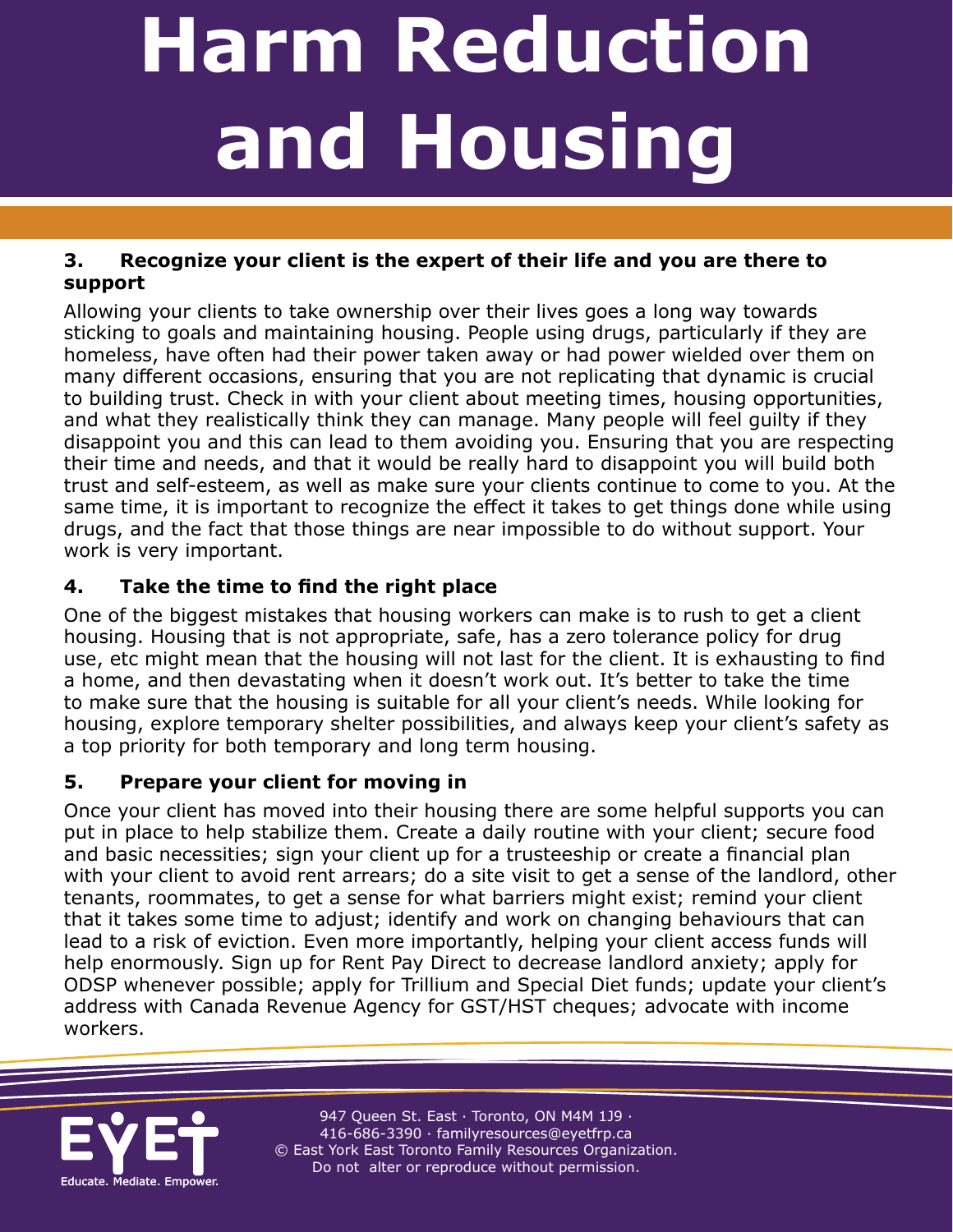# Harm Reduction and Housing

### 3. Recognize your client is the expert of their life and you are there to support

Allowing your clients to take ownership over their lives goes a long way towards sticking to goals and maintaining housing. People using drugs, particularly if they are homeless, have often had their power taken away or had power wielded over them on many different occasions, ensuring that you are not replicating that dynamic is crucial to building trust. Check in with your client about meeting times, housing opportunities, and what they realistically think they can manage. Many people will feel guilty if they disappoint you and this can lead to them avoiding you. Ensuring that you are respecting their time and needs, and that it would be really hard to disappoint you will build both trust and self-esteem, as well as make sure your clients continue to come to you. At the same time, it is important to recognize the effect it takes to get things done while using drugs, and the fact that those things are near impossible to do without support. Your work is very important.

### 4. Take the time to find the right place

One of the biggest mistakes that housing workers can make is to rush to get a client housing. Housing that is not appropriate, safe, has a zero tolerance policy for drug use, etc might mean that the housing will not last for the client. It is exhausting to find a home, and then devastating when it doesn't work out. It's better to take the time to make sure that the housing is suitable for all your client's needs. While looking for housing, explore temporary shelter possibilities, and always keep your client's safety as a top priority for both temporary and long term housing.

### 5. Prepare your client for moving in

Once your client has moved into their housing there are some helpful supports you can put in place to help stabilize them. Create a daily routine with your client; secure food and basic necessities; sign your client up for a trusteeship or create a financial plan with your client to avoid rent arrears; do a site visit to get a sense of the landlord, other tenants, roommates, to get a sense for what barriers might exist; remind your client that it takes some time to adjust; identify and work on changing behaviours that can lead to a risk of eviction. Even more importantly, helping your client access funds will help enormously. Sign up for Rent Pay Direct to decrease landlord anxiety; apply for ODSP whenever possible; apply for Trillium and Special Diet funds; update your client's address with Canada Revenue Agency for GST/HST cheques; advocate with income workers.

EYET Educate. Mediate. Empower.

947 Queen St. East · Toronto, ON M4M 1J9 · 416-686-3390 · familyresources@eyetfrp.ca
© East York East Toronto Family Resources Organization. Do not alter or reproduce without permission.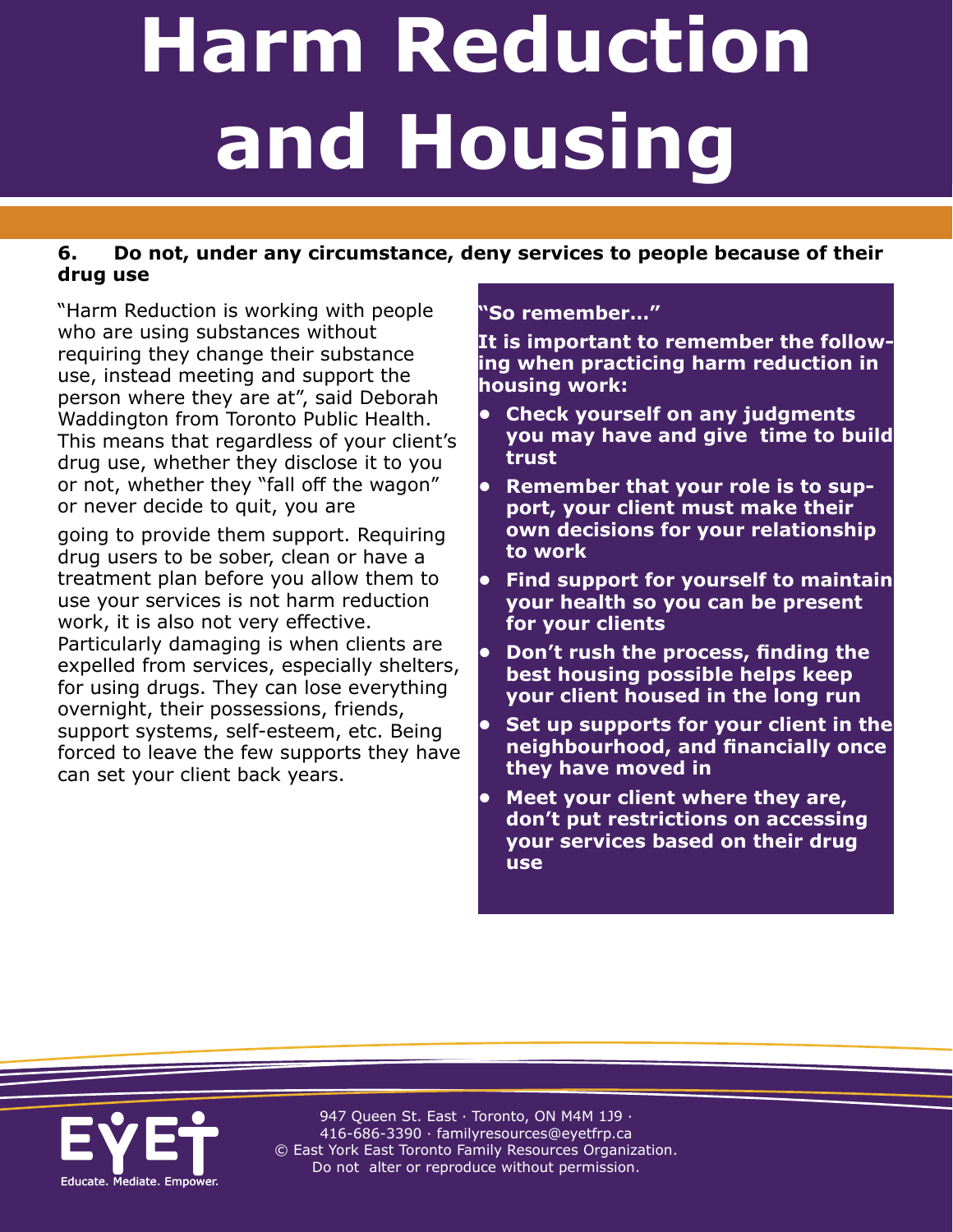# Harm Reduction and Housing

**6. Do not, under any circumstance, deny services to people because of their drug use**

"Harm Reduction is working with people who are using substances without requiring they change their substance use, instead meeting and support the person where they are at", said Deborah Waddington from Toronto Public Health. This means that regardless of your client's drug use, whether they disclose it to you or not, whether they "fall off the wagon" or never decide to quit, you are going to provide them support. Requiring drug users to be sober, clean or have a treatment plan before you allow them to use your services is not harm reduction work, it is also not very effective. Particularly damaging is when clients are expelled from services, especially shelters, for using drugs. They can lose everything overnight, their possessions, friends, support systems, self-esteem, etc. Being forced to leave the few supports they have can set your client back years.

**"So remember…"**

**It is important to remember the following when practicing harm reduction in housing work:**

- **Check yourself on any judgments you may have and give time to build trust**
- **Remember that your role is to support, your client must make their own decisions for your relationship to work**
- **Find support for yourself to maintain your health so you can be present for your clients**
- **Don't rush the process, finding the best housing possible helps keep your client housed in the long run**
- **Set up supports for your client in the neighbourhood, and financially once they have moved in**
- **Meet your client where they are, don't put restrictions on accessing your services based on their drug use**

947 Queen St. East · Toronto, ON M4M 1J9 · 416-686-3390 · familyresources@eyetfrp.ca
© East York East Toronto Family Resources Organization. Do not alter or reproduce without permission.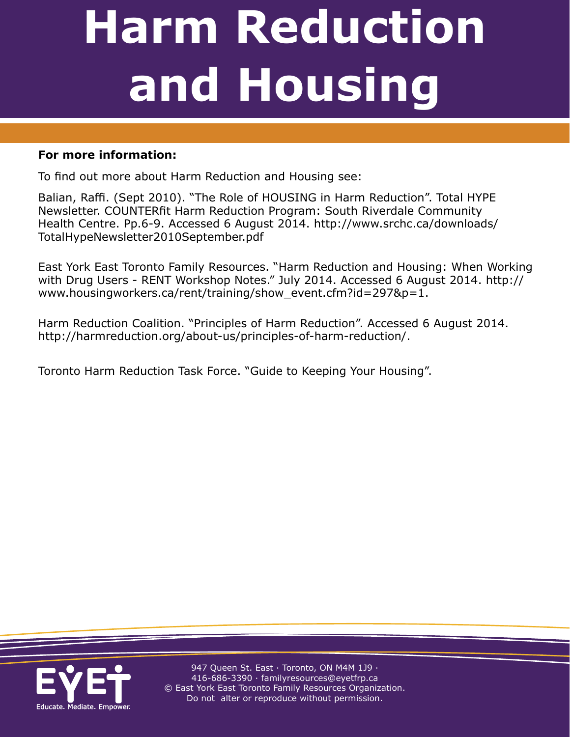# Harm Reduction and Housing

**For more information:**

To find out more about Harm Reduction and Housing see:

Balian, Raffi. (Sept 2010). "The Role of HOUSING in Harm Reduction". Total HYPE Newsletter. COUNTERfit Harm Reduction Program: South Riverdale Community Health Centre. Pp.6-9. Accessed 6 August 2014. http://www.srchc.ca/downloads/TotalHypeNewsletter2010September.pdf

East York East Toronto Family Resources. "Harm Reduction and Housing: When Working with Drug Users - RENT Workshop Notes." July 2014. Accessed 6 August 2014. http://www.housingworkers.ca/rent/training/show_event.cfm?id=297&p=1.

Harm Reduction Coalition. "Principles of Harm Reduction". Accessed 6 August 2014. http://harmreduction.org/about-us/principles-of-harm-reduction/.

Toronto Harm Reduction Task Force. "Guide to Keeping Your Housing".

EYET
Educate. Mediate. Empower.

947 Queen St. East · Toronto, ON M4M 1J9 · 416-686-3390 · familyresources@eyetfrp.ca
© East York East Toronto Family Resources Organization. Do not alter or reproduce without permission.